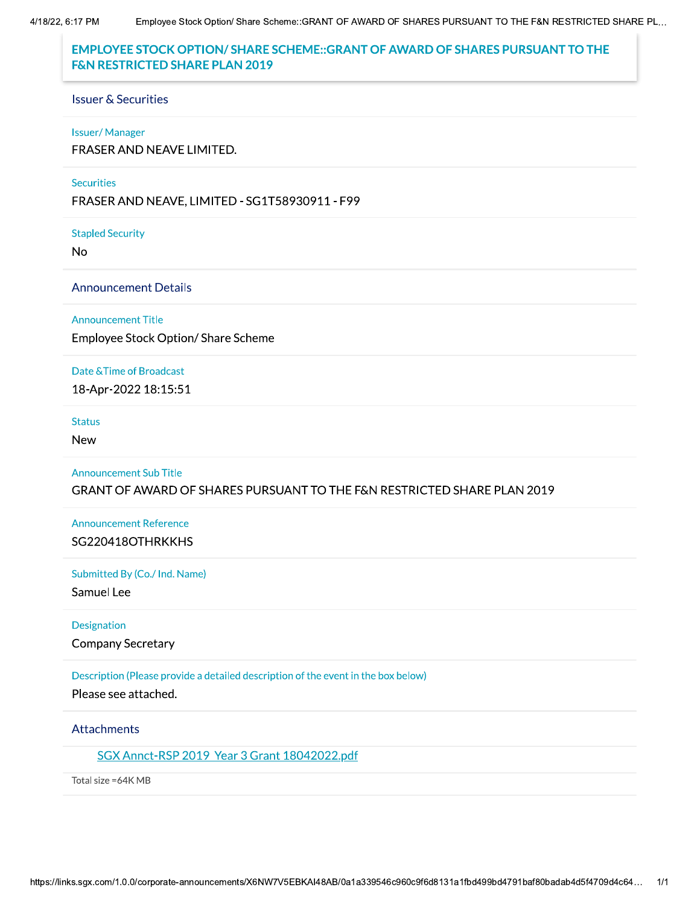# EMPLOYEE STOCK OPTION/ SHARE SCHEME::GRANT OF AWARD OF SHARES PURSUANT TO THE F&N RESTRICTED SHARE PLAN 2019

## Issuer & Securities

**Issuer/ Manager**

FRASER AND NEAVE LIMITED.

**Securities**

FRASER AND NEAVE, LIMITED - SG1T58930911 - F99

**Stapled Security**

No

## Announcement Details

**Announcement Title**

Employee Stock Option/ Share Scheme

**Date &Time of Broadcast**

18-Apr-2022 18:15:51

**Status**

New

**Announcement Sub Title**

GRANT OF AWARD OF SHARES PURSUANT TO THE F&N RESTRICTED SHARE PLAN 2019

**Announcement Reference**

SG220418OTHRKKHS

**Submitted By (Co./ Ind. Name)**

Samuel Lee

**Designation**

Company Secretary

**Description (Please provide a detailed description of the event in the box below)**

Please see attached.

## Attachments

SGX Annct-RSP 2019 Year 3 Grant 18042022.pdf

Total size =64K MB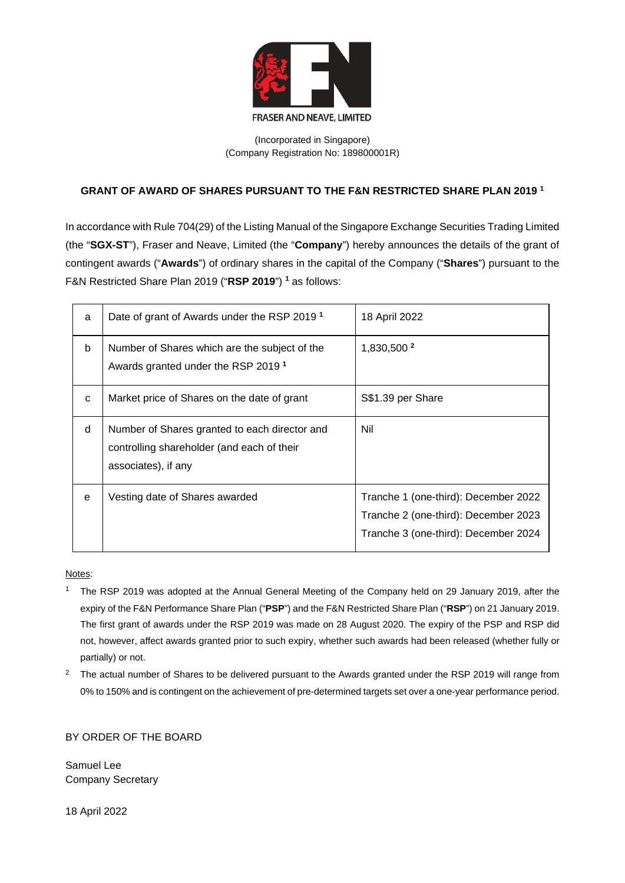FRASER AND NEAVE, LIMITED

(Incorporated in Singapore)
(Company Registration No: 189800001R)

## GRANT OF AWARD OF SHARES PURSUANT TO THE F&N RESTRICTED SHARE PLAN 2019 [1]

In accordance with Rule 704(29) of the Listing Manual of the Singapore Exchange Securities Trading Limited (the "**SGX-ST**"), Fraser and Neave, Limited (the "**Company**") hereby announces the details of the grant of contingent awards ("**Awards**") of ordinary shares in the capital of the Company ("**Shares**") pursuant to the F&N Restricted Share Plan 2019 ("**RSP 2019**") [1] as follows:

| | | |
|---|---|---|
| a | Date of grant of Awards under the RSP 2019 [1] | 18 April 2022 |
| b | Number of Shares which are the subject of the Awards granted under the RSP 2019 [1] | 1,830,500 [2] |
| c | Market price of Shares on the date of grant | S$1.39 per Share |
| d | Number of Shares granted to each director and controlling shareholder (and each of their associates), if any | Nil |
| e | Vesting date of Shares awarded | Tranche 1 (one-third): December 2022<br>Tranche 2 (one-third): December 2023<br>Tranche 3 (one-third): December 2024 |

Notes:

[1] The RSP 2019 was adopted at the Annual General Meeting of the Company held on 29 January 2019, after the expiry of the F&N Performance Share Plan ("**PSP**") and the F&N Restricted Share Plan ("**RSP**") on 21 January 2019. The first grant of awards under the RSP 2019 was made on 28 August 2020. The expiry of the PSP and RSP did not, however, affect awards granted prior to such expiry, whether such awards had been released (whether fully or partially) or not.

[2] The actual number of Shares to be delivered pursuant to the Awards granted under the RSP 2019 will range from 0% to 150% and is contingent on the achievement of pre-determined targets set over a one-year performance period.

BY ORDER OF THE BOARD

Samuel Lee
Company Secretary

18 April 2022